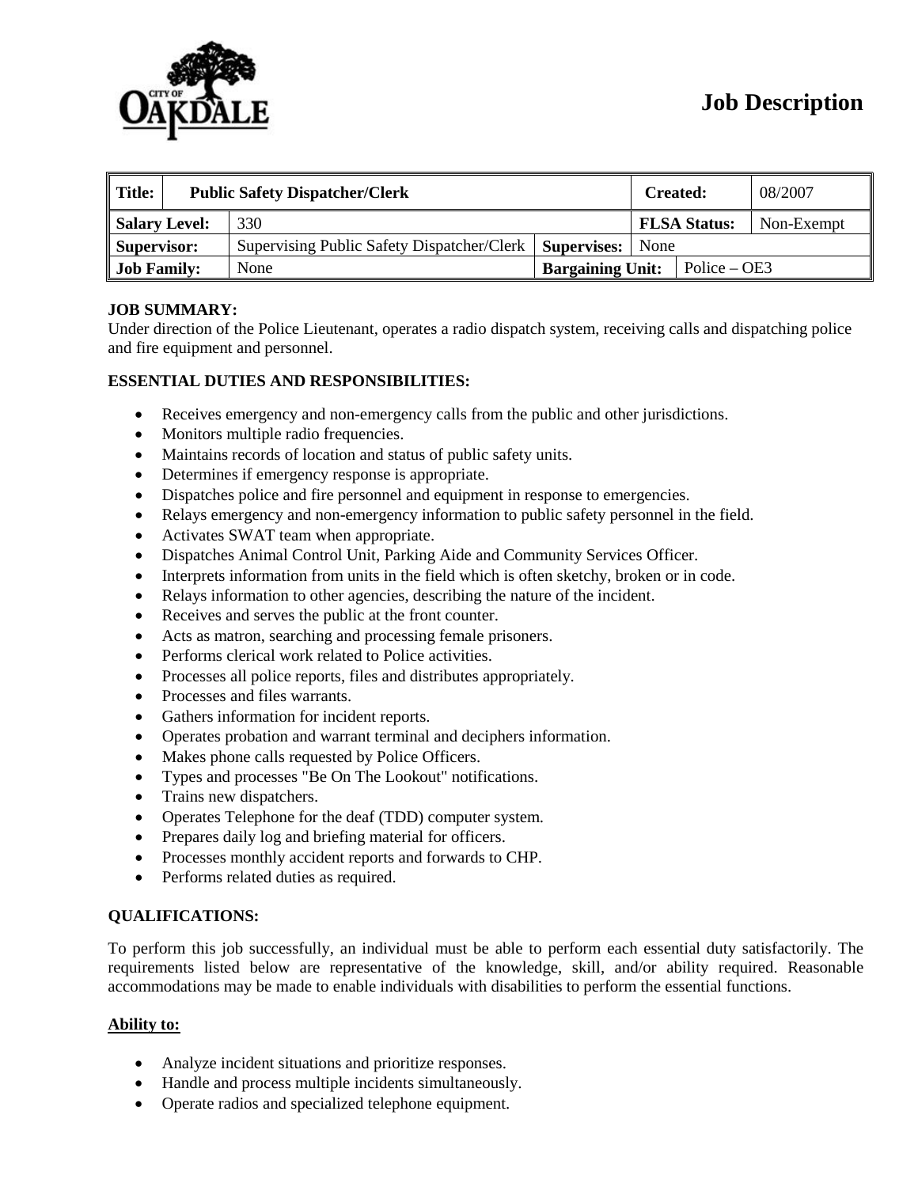# Job Description

| Title: | Public Safety Dispatcher/Clerk | | Created: | 08/2007 |
|---|---|---|---|---|
| Salary Level: | 330 | | FLSA Status: | Non-Exempt |
| Supervisor: | Supervising Public Safety Dispatcher/Clerk | Supervises: | None | |
| Job Family: | None | Bargaining Unit: | Police – OE3 | |

**JOB SUMMARY:**
Under direction of the Police Lieutenant, operates a radio dispatch system, receiving calls and dispatching police and fire equipment and personnel.

**ESSENTIAL DUTIES AND RESPONSIBILITIES:**

- Receives emergency and non-emergency calls from the public and other jurisdictions.
- Monitors multiple radio frequencies.
- Maintains records of location and status of public safety units.
- Determines if emergency response is appropriate.
- Dispatches police and fire personnel and equipment in response to emergencies.
- Relays emergency and non-emergency information to public safety personnel in the field.
- Activates SWAT team when appropriate.
- Dispatches Animal Control Unit, Parking Aide and Community Services Officer.
- Interprets information from units in the field which is often sketchy, broken or in code.
- Relays information to other agencies, describing the nature of the incident.
- Receives and serves the public at the front counter.
- Acts as matron, searching and processing female prisoners.
- Performs clerical work related to Police activities.
- Processes all police reports, files and distributes appropriately.
- Processes and files warrants.
- Gathers information for incident reports.
- Operates probation and warrant terminal and deciphers information.
- Makes phone calls requested by Police Officers.
- Types and processes "Be On The Lookout" notifications.
- Trains new dispatchers.
- Operates Telephone for the deaf (TDD) computer system.
- Prepares daily log and briefing material for officers.
- Processes monthly accident reports and forwards to CHP.
- Performs related duties as required.

**QUALIFICATIONS:**

To perform this job successfully, an individual must be able to perform each essential duty satisfactorily. The requirements listed below are representative of the knowledge, skill, and/or ability required. Reasonable accommodations may be made to enable individuals with disabilities to perform the essential functions.

**Ability to:**

- Analyze incident situations and prioritize responses.
- Handle and process multiple incidents simultaneously.
- Operate radios and specialized telephone equipment.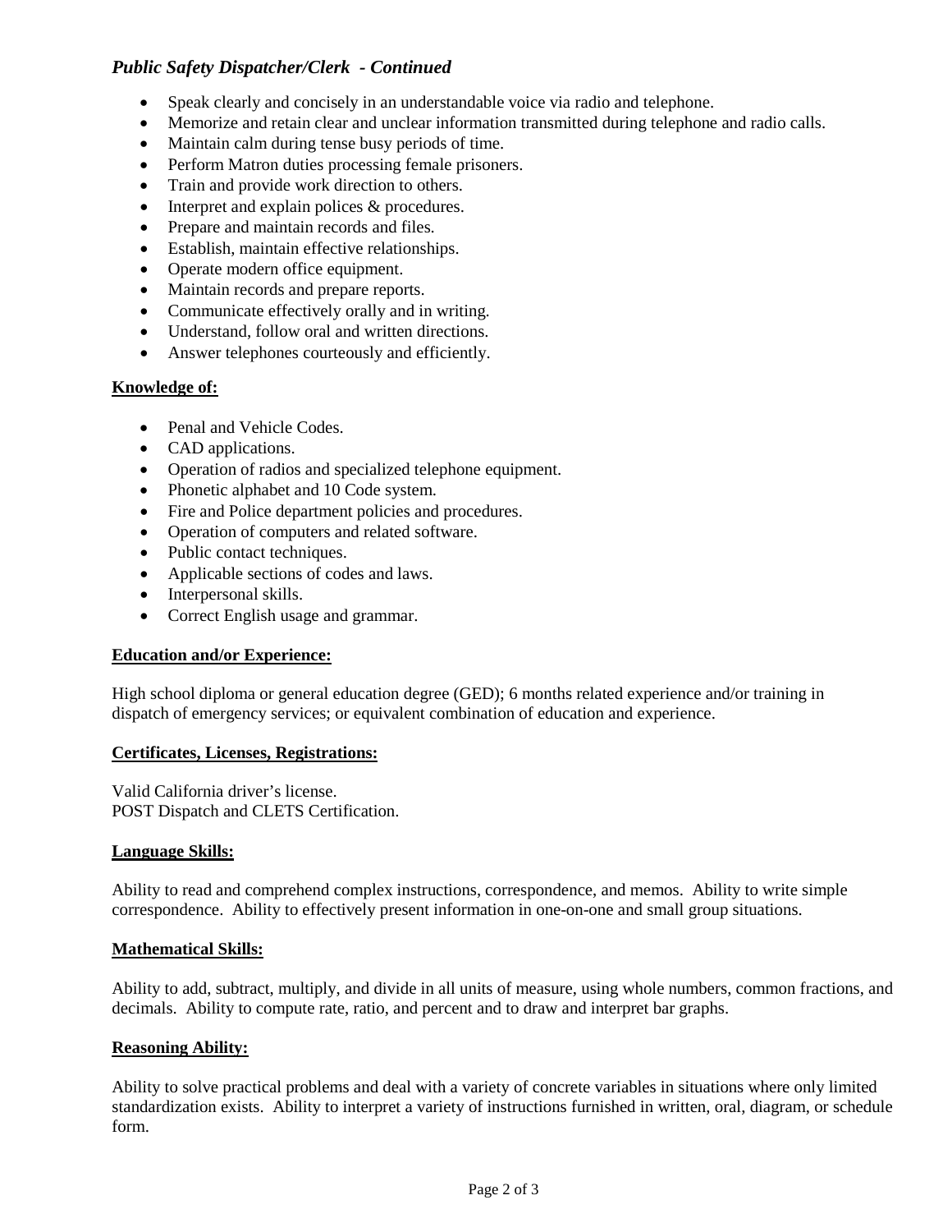## *Public Safety Dispatcher/Clerk - Continued*

- Speak clearly and concisely in an understandable voice via radio and telephone.
- Memorize and retain clear and unclear information transmitted during telephone and radio calls.
- Maintain calm during tense busy periods of time.
- Perform Matron duties processing female prisoners.
- Train and provide work direction to others.
- Interpret and explain polices & procedures.
- Prepare and maintain records and files.
- Establish, maintain effective relationships.
- Operate modern office equipment.
- Maintain records and prepare reports.
- Communicate effectively orally and in writing.
- Understand, follow oral and written directions.
- Answer telephones courteously and efficiently.

**Knowledge of:**

- Penal and Vehicle Codes.
- CAD applications.
- Operation of radios and specialized telephone equipment.
- Phonetic alphabet and 10 Code system.
- Fire and Police department policies and procedures.
- Operation of computers and related software.
- Public contact techniques.
- Applicable sections of codes and laws.
- Interpersonal skills.
- Correct English usage and grammar.

**Education and/or Experience:**

High school diploma or general education degree (GED); 6 months related experience and/or training in dispatch of emergency services; or equivalent combination of education and experience.

**Certificates, Licenses, Registrations:**

Valid California driver's license.
POST Dispatch and CLETS Certification.

**Language Skills:**

Ability to read and comprehend complex instructions, correspondence, and memos. Ability to write simple correspondence. Ability to effectively present information in one-on-one and small group situations.

**Mathematical Skills:**

Ability to add, subtract, multiply, and divide in all units of measure, using whole numbers, common fractions, and decimals. Ability to compute rate, ratio, and percent and to draw and interpret bar graphs.

**Reasoning Ability:**

Ability to solve practical problems and deal with a variety of concrete variables in situations where only limited standardization exists. Ability to interpret a variety of instructions furnished in written, oral, diagram, or schedule form.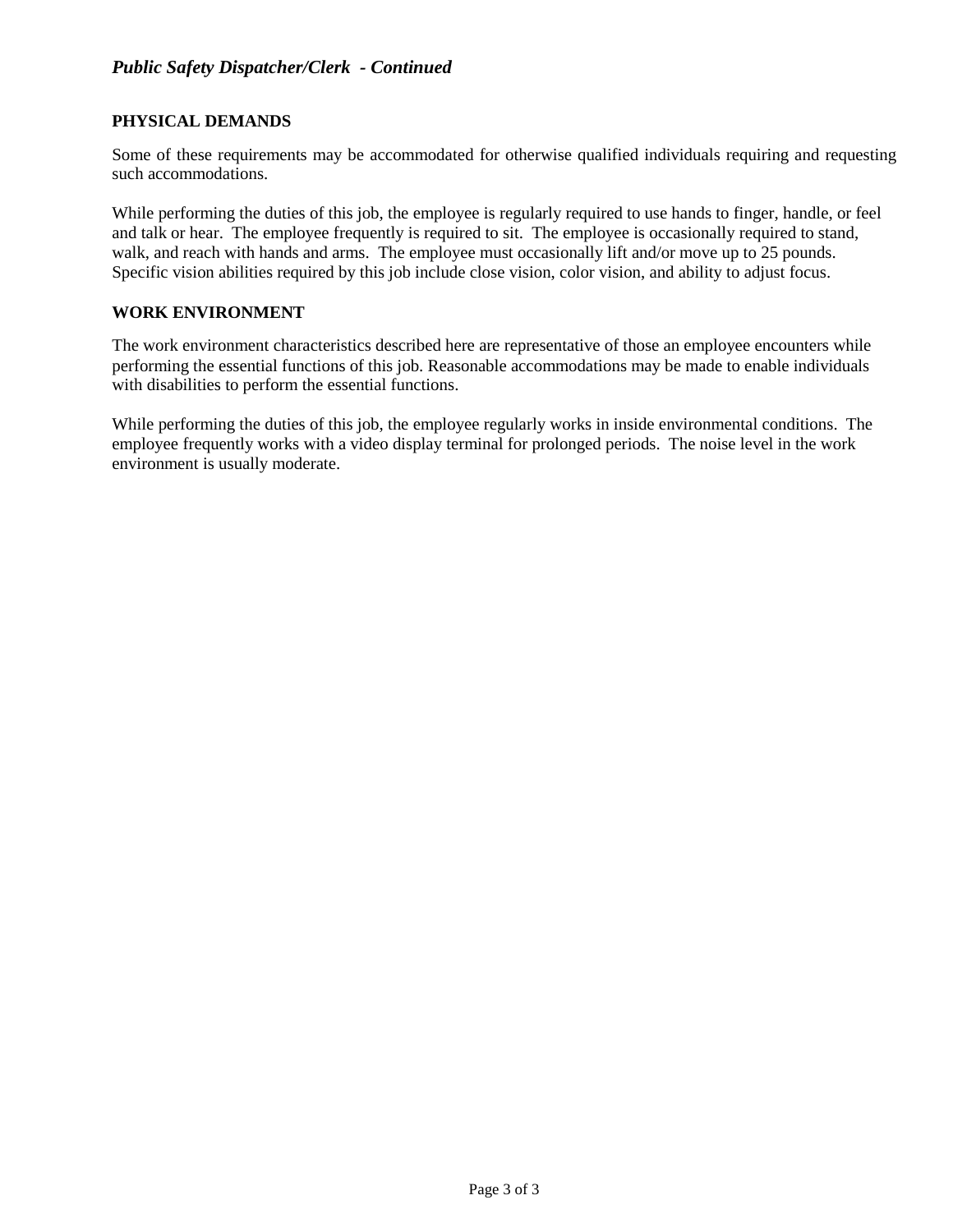*Public Safety Dispatcher/Clerk - Continued*

**PHYSICAL DEMANDS**

Some of these requirements may be accommodated for otherwise qualified individuals requiring and requesting such accommodations.

While performing the duties of this job, the employee is regularly required to use hands to finger, handle, or feel and talk or hear. The employee frequently is required to sit. The employee is occasionally required to stand, walk, and reach with hands and arms. The employee must occasionally lift and/or move up to 25 pounds. Specific vision abilities required by this job include close vision, color vision, and ability to adjust focus.

**WORK ENVIRONMENT**

The work environment characteristics described here are representative of those an employee encounters while performing the essential functions of this job. Reasonable accommodations may be made to enable individuals with disabilities to perform the essential functions.

While performing the duties of this job, the employee regularly works in inside environmental conditions. The employee frequently works with a video display terminal for prolonged periods. The noise level in the work environment is usually moderate.